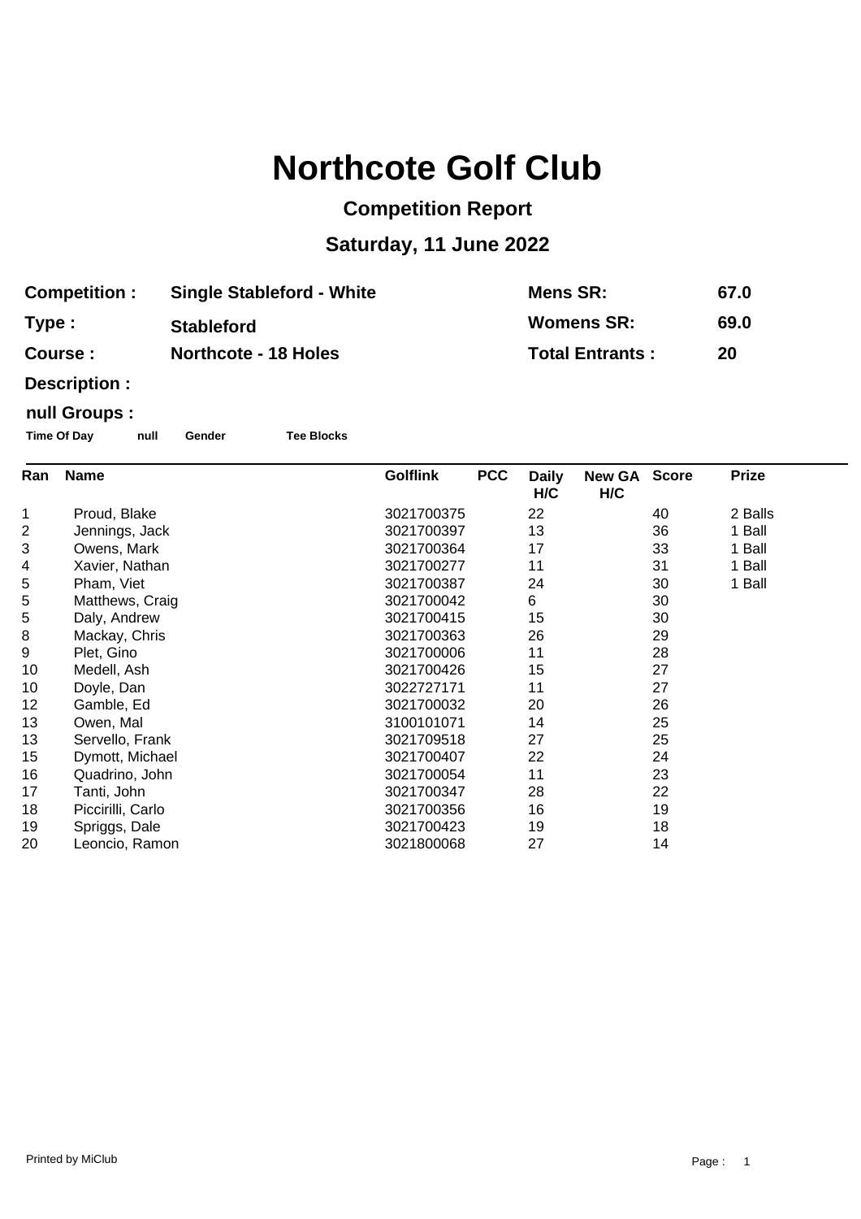# Northcote Golf Club

## Competition Report

## Saturday, 11 June 2022

| | | | |
|---|---|---|---|
| **Competition :** | **Single Stableford - White** | **Mens SR:** | **67.0** |
| **Type :** | **Stableford** | **Womens SR:** | **69.0** |
| **Course :** | **Northcote - 18 Holes** | **Total Entrants :** | **20** |

**Description :**

**null Groups :**

**Time Of Day** **null** **Gender** **Tee Blocks**

| Ran | Name | Golflink | PCC | Daily H/C | New GA H/C | Score | Prize |
|---|---|---|---|---|---|---|---|
| 1 | Proud, Blake | 3021700375 | | 22 | | 40 | 2 Balls |
| 2 | Jennings, Jack | 3021700397 | | 13 | | 36 | 1 Ball |
| 3 | Owens, Mark | 3021700364 | | 17 | | 33 | 1 Ball |
| 4 | Xavier, Nathan | 3021700277 | | 11 | | 31 | 1 Ball |
| 5 | Pham, Viet | 3021700387 | | 24 | | 30 | 1 Ball |
| 5 | Matthews, Craig | 3021700042 | | 6 | | 30 | |
| 5 | Daly, Andrew | 3021700415 | | 15 | | 30 | |
| 8 | Mackay, Chris | 3021700363 | | 26 | | 29 | |
| 9 | Plet, Gino | 3021700006 | | 11 | | 28 | |
| 10 | Medell, Ash | 3021700426 | | 15 | | 27 | |
| 10 | Doyle, Dan | 3022727171 | | 11 | | 27 | |
| 12 | Gamble, Ed | 3021700032 | | 20 | | 26 | |
| 13 | Owen, Mal | 3100101071 | | 14 | | 25 | |
| 13 | Servello, Frank | 3021709518 | | 27 | | 25 | |
| 15 | Dymott, Michael | 3021700407 | | 22 | | 24 | |
| 16 | Quadrino, John | 3021700054 | | 11 | | 23 | |
| 17 | Tanti, John | 3021700347 | | 28 | | 22 | |
| 18 | Piccirilli, Carlo | 3021700356 | | 16 | | 19 | |
| 19 | Spriggs, Dale | 3021700423 | | 19 | | 18 | |
| 20 | Leoncio, Ramon | 3021800068 | | 27 | | 14 | |

Printed by MiClub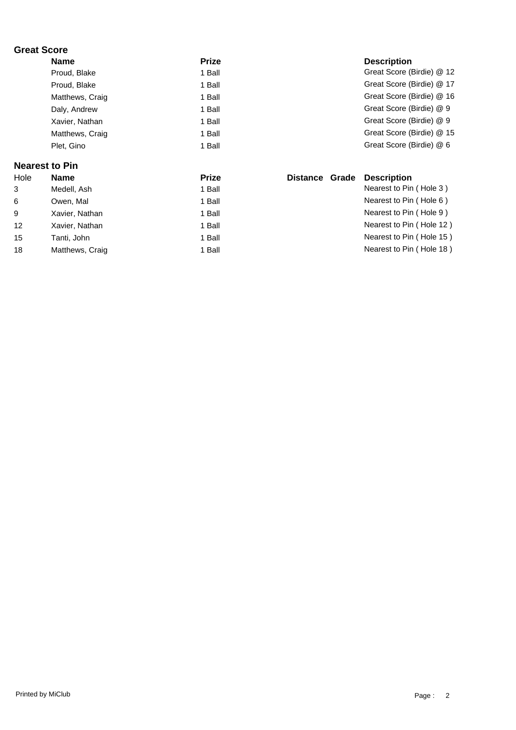## Great Score

| Name | Prize | Description |
| --- | --- | --- |
| Proud, Blake | 1 Ball | Great Score (Birdie) @ 12 |
| Proud, Blake | 1 Ball | Great Score (Birdie) @ 17 |
| Matthews, Craig | 1 Ball | Great Score (Birdie) @ 16 |
| Daly, Andrew | 1 Ball | Great Score (Birdie) @ 9 |
| Xavier, Nathan | 1 Ball | Great Score (Birdie) @ 9 |
| Matthews, Craig | 1 Ball | Great Score (Birdie) @ 15 |
| Plet, Gino | 1 Ball | Great Score (Birdie) @ 6 |

## Nearest to Pin

| Hole | Name | Prize | Distance | Grade | Description |
| --- | --- | --- | --- | --- | --- |
| 3 | Medell, Ash | 1 Ball | | | Nearest to Pin ( Hole 3 ) |
| 6 | Owen, Mal | 1 Ball | | | Nearest to Pin ( Hole 6 ) |
| 9 | Xavier, Nathan | 1 Ball | | | Nearest to Pin ( Hole 9 ) |
| 12 | Xavier, Nathan | 1 Ball | | | Nearest to Pin ( Hole 12 ) |
| 15 | Tanti, John | 1 Ball | | | Nearest to Pin ( Hole 15 ) |
| 18 | Matthews, Craig | 1 Ball | | | Nearest to Pin ( Hole 18 ) |

Printed by MiClub